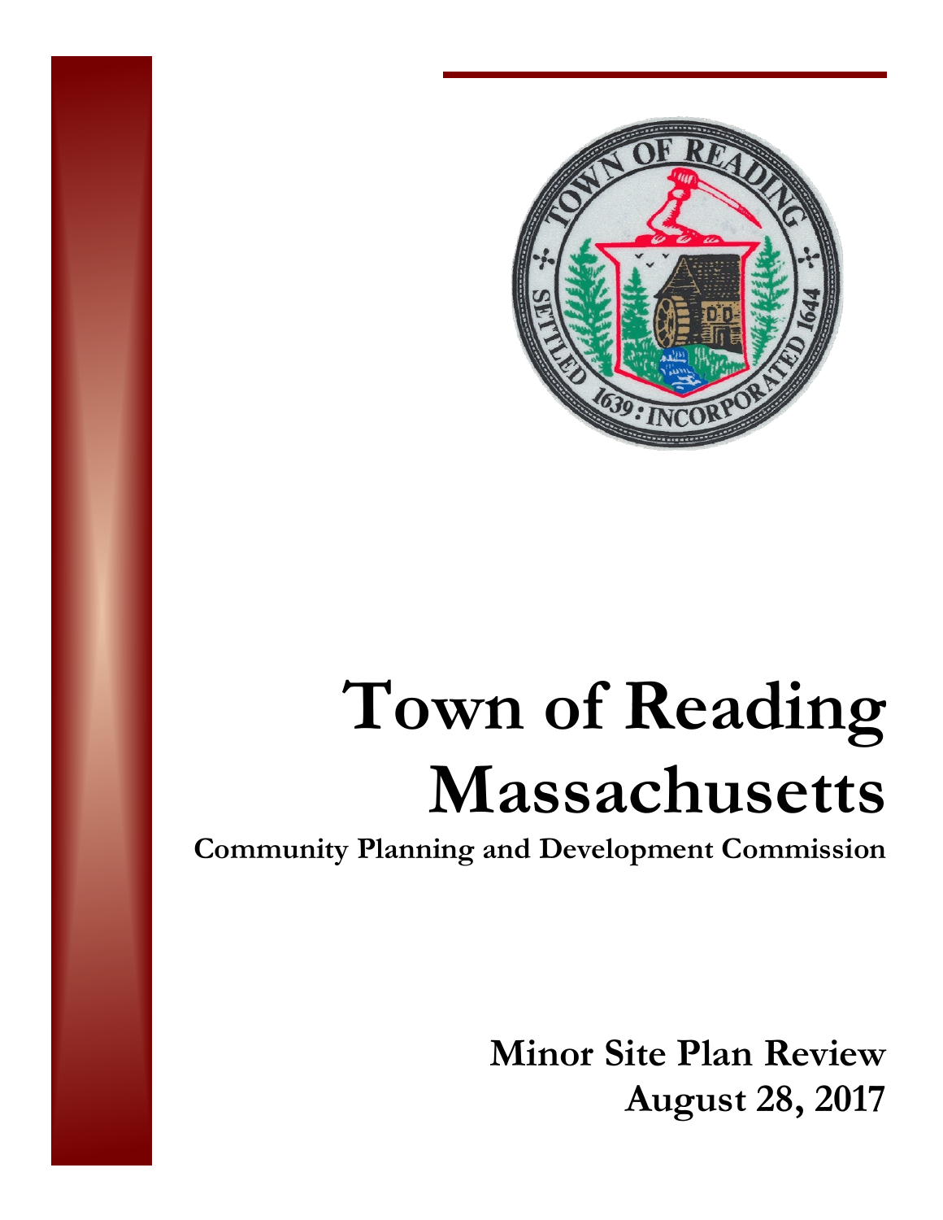# Town of Reading Massachusetts

**Community Planning and Development Commission**

**Minor Site Plan Review**
**August 28, 2017**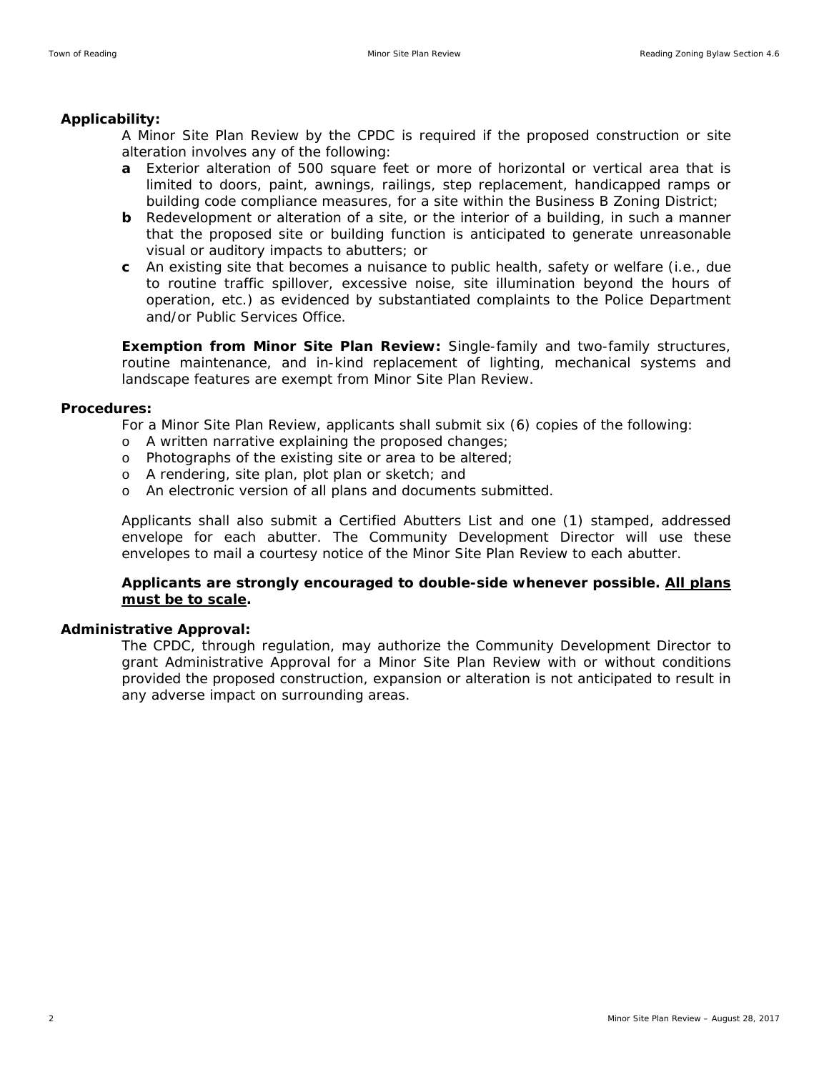**Applicability:**

A Minor Site Plan Review by the CPDC is required if the proposed construction or site alteration involves any of the following:

- **a** Exterior alteration of 500 square feet or more of horizontal or vertical area that is limited to doors, paint, awnings, railings, step replacement, handicapped ramps or building code compliance measures, for a site within the Business B Zoning District;
- **b** Redevelopment or alteration of a site, or the interior of a building, in such a manner that the proposed site or building function is anticipated to generate unreasonable visual or auditory impacts to abutters; or
- **c** An existing site that becomes a nuisance to public health, safety or welfare (i.e., due to routine traffic spillover, excessive noise, site illumination beyond the hours of operation, etc.) as evidenced by substantiated complaints to the Police Department and/or Public Services Office.

**Exemption from Minor Site Plan Review:** Single-family and two-family structures, routine maintenance, and in-kind replacement of lighting, mechanical systems and landscape features are exempt from Minor Site Plan Review.

**Procedures:**

For a Minor Site Plan Review, applicants shall submit six (6) copies of the following:

- A written narrative explaining the proposed changes;
- Photographs of the existing site or area to be altered;
- A rendering, site plan, plot plan or sketch; and
- An electronic version of all plans and documents submitted.

Applicants shall also submit a Certified Abutters List and one (1) stamped, addressed envelope for each abutter. The Community Development Director will use these envelopes to mail a courtesy notice of the Minor Site Plan Review to each abutter.

**Applicants are strongly encouraged to double-side whenever possible. <u>All plans must be to scale</u>.**

**Administrative Approval:**

The CPDC, through regulation, may authorize the Community Development Director to grant Administrative Approval for a Minor Site Plan Review with or without conditions provided the proposed construction, expansion or alteration is not anticipated to result in any adverse impact on surrounding areas.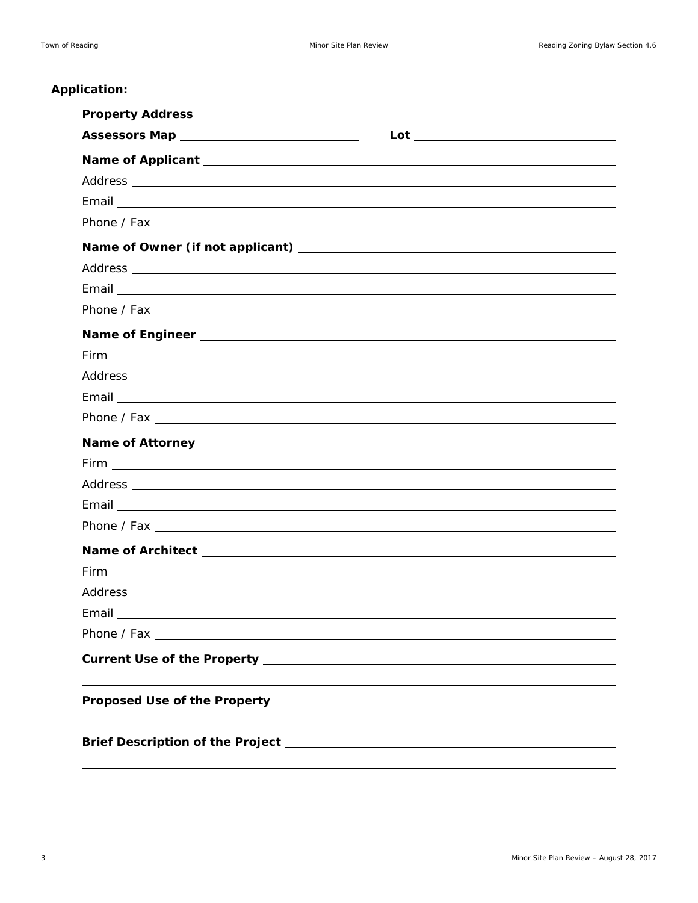**Application:**

**Property Address** ______________________________

**Assessors Map** ______________ **Lot** ______________

**Name of Applicant** ______________________________

Address ______________________________

Email ______________________________

Phone / Fax ______________________________

**Name of Owner (if not applicant)** ______________________________

Address ______________________________

Email ______________________________

Phone / Fax ______________________________

**Name of Engineer** ______________________________

Firm ______________________________

Address ______________________________

Email ______________________________

Phone / Fax ______________________________

**Name of Attorney** ______________________________

Firm ______________________________

Address ______________________________

Email ______________________________

Phone / Fax ______________________________

**Name of Architect** ______________________________

Firm ______________________________

Address ______________________________

Email ______________________________

Phone / Fax ______________________________

**Current Use of the Property** ______________________________

______________________________

**Proposed Use of the Property** ______________________________

______________________________

**Brief Description of the Project** ______________________________

______________________________

______________________________

______________________________